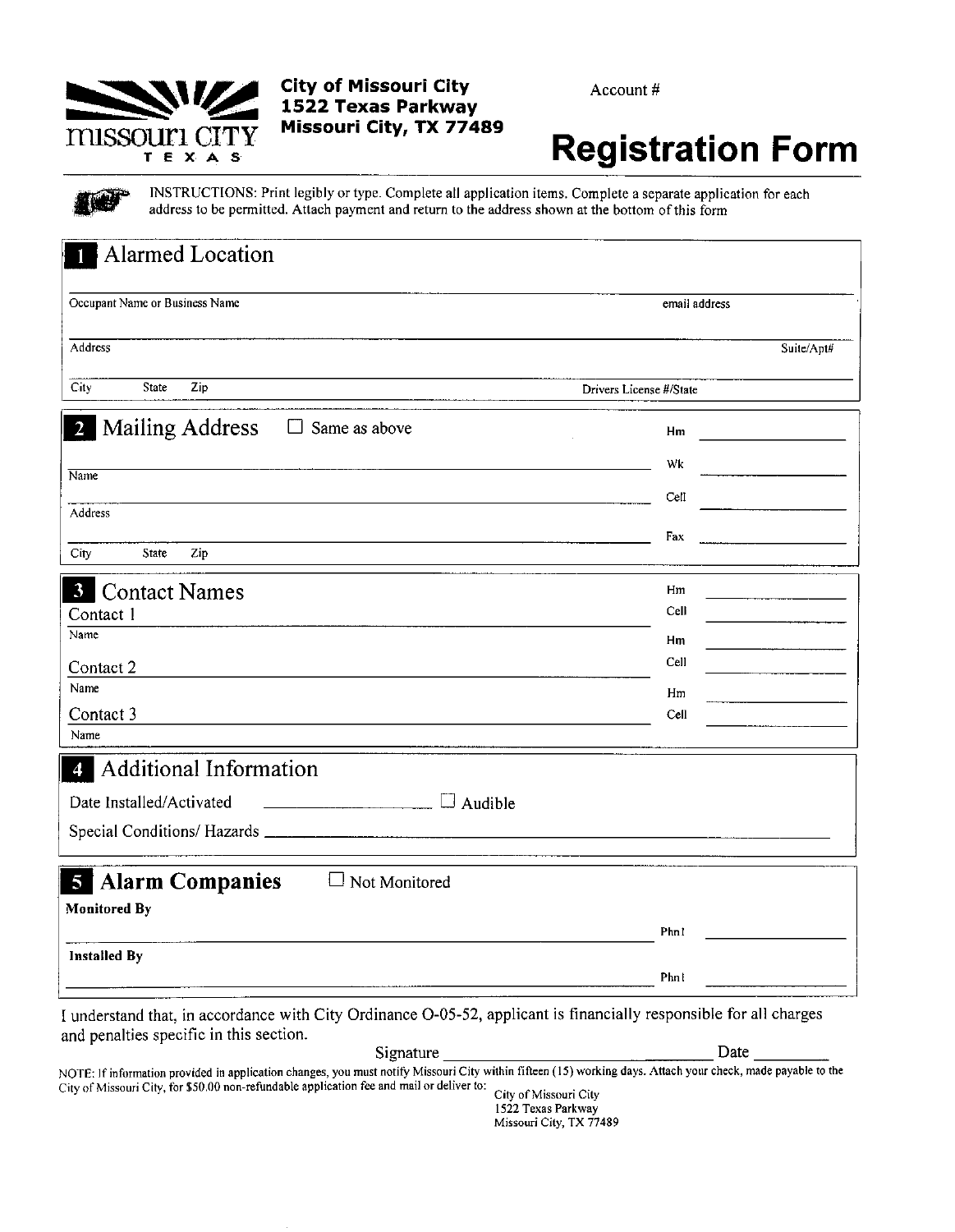missouri CITY
TEXAS

**City of Missouri City**
**1522 Texas Parkway**
**Missouri City, TX 77489**

Account #

# Registration Form

INSTRUCTIONS: Print legibly or type. Complete all application items. Complete a separate application for each address to be permitted. Attach payment and return to the address shown at the bottom of this form

## 1 Alarmed Location

Occupant Name or Business Name _______________ email address _______________

Address _______________ Suite/Apt# _______________

City _______ State _______ Zip _______ Drivers License #/State _______________

## 2 Mailing Address ☐ Same as above

Name _______________

Address _______________

City _______ State _______ Zip _______

Hm _______________

Wk _______________

Cell _______________

Fax _______________

## 3 Contact Names

Contact 1 _______________
Name

Hm _______________
Cell _______________

Contact 2 _______________
Name

Hm _______________
Cell _______________

Contact 3 _______________
Name

Hm _______________
Cell _______________

## 4 Additional Information

Date Installed/Activated _______________ ☐ Audible

Special Conditions/ Hazards _______________

## 5 Alarm Companies ☐ Not Monitored

**Monitored By**

_______________ Phn1 _______________

**Installed By**

_______________ Phn1 _______________

I understand that, in accordance with City Ordinance O-05-52, applicant is financially responsible for all charges and penalties specific in this section.

Signature _______________ Date _________

NOTE: If information provided in application changes, you must notify Missouri City within fifteen (15) working days. Attach your check, made payable to the City of Missouri City, for $50.00 non-refundable application fee and mail or deliver to:

City of Missouri City
1522 Texas Parkway
Missouri City, TX 77489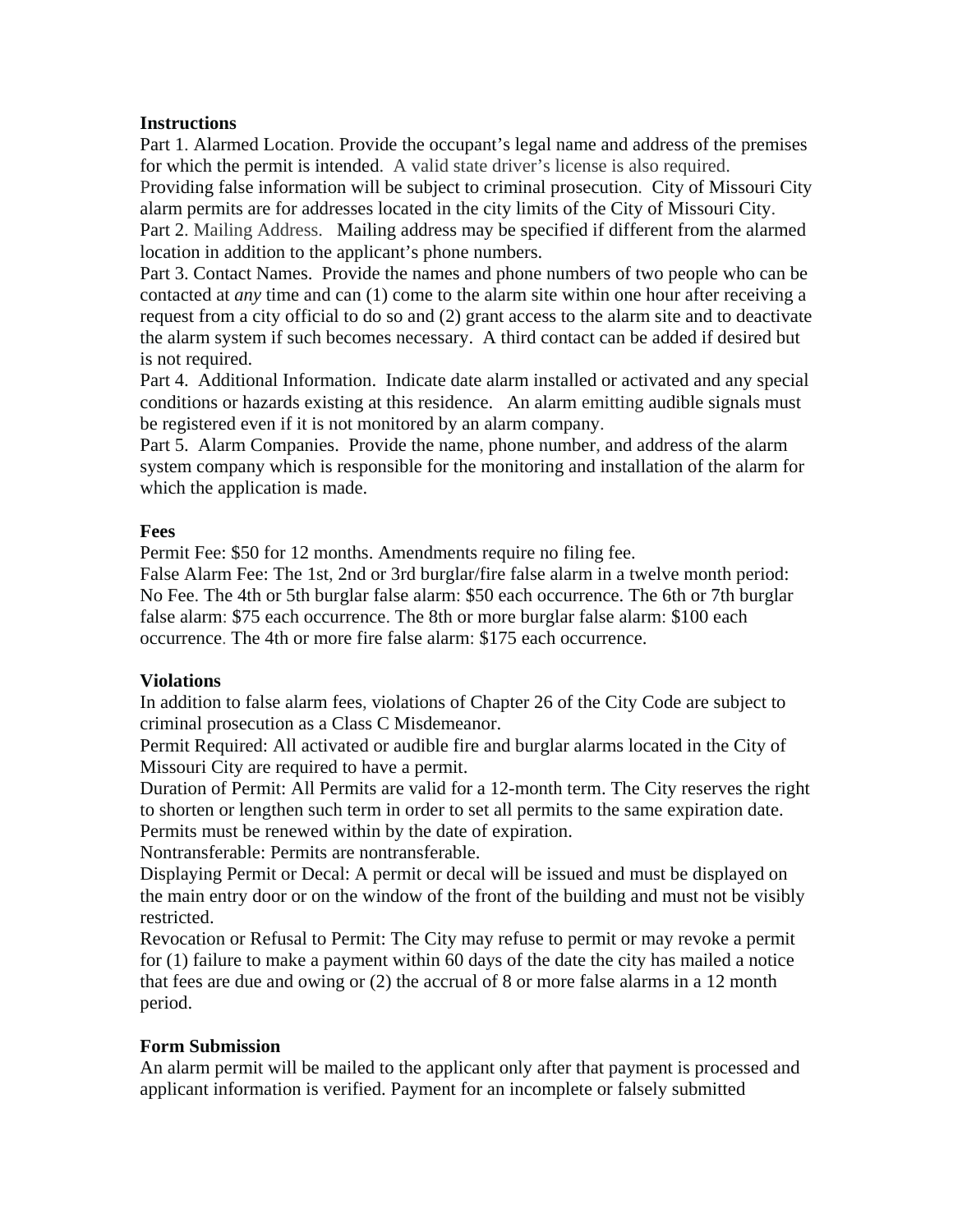**Instructions**

Part 1. Alarmed Location. Provide the occupant's legal name and address of the premises for which the permit is intended. A valid state driver's license is also required. Providing false information will be subject to criminal prosecution. City of Missouri City alarm permits are for addresses located in the city limits of the City of Missouri City.

Part 2. Mailing Address. Mailing address may be specified if different from the alarmed location in addition to the applicant's phone numbers.

Part 3. Contact Names. Provide the names and phone numbers of two people who can be contacted at *any* time and can (1) come to the alarm site within one hour after receiving a request from a city official to do so and (2) grant access to the alarm site and to deactivate the alarm system if such becomes necessary. A third contact can be added if desired but is not required.

Part 4. Additional Information. Indicate date alarm installed or activated and any special conditions or hazards existing at this residence. An alarm emitting audible signals must be registered even if it is not monitored by an alarm company.

Part 5. Alarm Companies. Provide the name, phone number, and address of the alarm system company which is responsible for the monitoring and installation of the alarm for which the application is made.

**Fees**

Permit Fee: $50 for 12 months. Amendments require no filing fee.

False Alarm Fee: The 1st, 2nd or 3rd burglar/fire false alarm in a twelve month period: No Fee. The 4th or 5th burglar false alarm: $50 each occurrence. The 6th or 7th burglar false alarm: $75 each occurrence. The 8th or more burglar false alarm: $100 each occurrence. The 4th or more fire false alarm: $175 each occurrence.

**Violations**

In addition to false alarm fees, violations of Chapter 26 of the City Code are subject to criminal prosecution as a Class C Misdemeanor.

Permit Required: All activated or audible fire and burglar alarms located in the City of Missouri City are required to have a permit.

Duration of Permit: All Permits are valid for a 12-month term. The City reserves the right to shorten or lengthen such term in order to set all permits to the same expiration date. Permits must be renewed within by the date of expiration.

Nontransferable: Permits are nontransferable.

Displaying Permit or Decal: A permit or decal will be issued and must be displayed on the main entry door or on the window of the front of the building and must not be visibly restricted.

Revocation or Refusal to Permit: The City may refuse to permit or may revoke a permit for (1) failure to make a payment within 60 days of the date the city has mailed a notice that fees are due and owing or (2) the accrual of 8 or more false alarms in a 12 month period.

**Form Submission**

An alarm permit will be mailed to the applicant only after that payment is processed and applicant information is verified. Payment for an incomplete or falsely submitted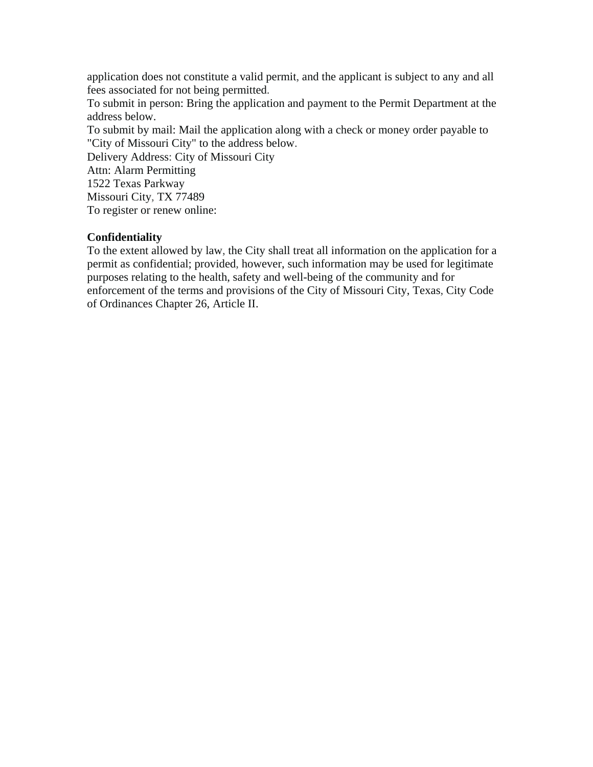application does not constitute a valid permit, and the applicant is subject to any and all fees associated for not being permitted.

To submit in person: Bring the application and payment to the Permit Department at the address below.

To submit by mail: Mail the application along with a check or money order payable to "City of Missouri City" to the address below.

Delivery Address: City of Missouri City
Attn: Alarm Permitting
1522 Texas Parkway
Missouri City, TX 77489

To register or renew online:

**Confidentiality**

To the extent allowed by law, the City shall treat all information on the application for a permit as confidential; provided, however, such information may be used for legitimate purposes relating to the health, safety and well-being of the community and for enforcement of the terms and provisions of the City of Missouri City, Texas, City Code of Ordinances Chapter 26, Article II.